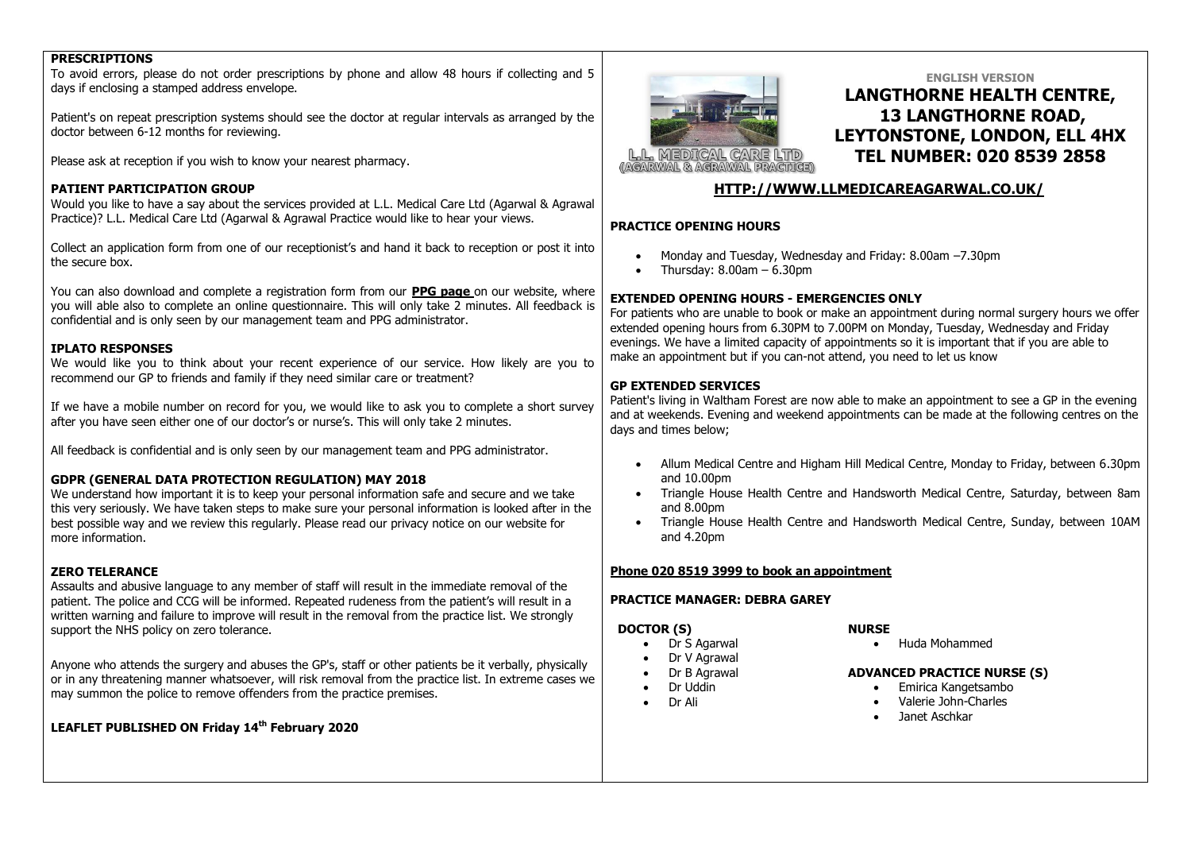## PRESCRIPTIONS

To avoid errors, please do not order prescriptions by phone and allow 48 hours if collecting and 5 days if enclosing a stamped address envelope.

Patient's on repeat prescription systems should see the doctor at regular intervals as arranged by the doctor between 6-12 months for reviewing.

Please ask at reception if you wish to know your nearest pharmacy.

## PATIENT PARTICIPATION GROUP

Would you like to have a say about the services provided at L.L. Medical Care Ltd (Agarwal & Agrawal Practice)? L.L. Medical Care Ltd (Agarwal & Agrawal Practice would like to hear your views.

Collect an application form from one of our receptionist's and hand it back to reception or post it into the secure box.

You can also download and complete a registration form from our **PPG page** on our website, where you will able also to complete an online questionnaire. This will only take 2 minutes. All feedback is confidential and is only seen by our management team and PPG administrator.

## IPLATO RESPONSES

We would like you to think about your recent experience of our service. How likely are you to recommend our GP to friends and family if they need similar care or treatment?

If we have a mobile number on record for you, we would like to ask you to complete a short survey after you have seen either one of our doctor's or nurse's. This will only take 2 minutes.

All feedback is confidential and is only seen by our management team and PPG administrator.

## GDPR (GENERAL DATA PROTECTION REGULATION) MAY 2018

We understand how important it is to keep your personal information safe and secure and we take this very seriously. We have taken steps to make sure your personal information is looked after in the best possible way and we review this regularly. Please read our privacy notice on our website for more information.

## ZERO TOLERANCE

Assaults and abusive language to any member of staff will result in the immediate removal of the patient. The police and CCG will be informed. Repeated rudeness from the patient's will result in a written warning and failure to improve will result in the removal from the practice list. We strongly support the NHS policy on zero tolerance.

Anyone who attends the surgery and abuses the GP's, staff or other patients be it verbally, physically or in any threatening manner whatsoever, will risk removal from the practice list. In extreme cases we may summon the police to remove offenders from the practice premises.

**LEAFLET PUBLISHED ON Friday 14th February 2020**

L.L. MEDICAL CARE LTD
(AGARWAL & AGRAWAL PRACTICE)

ENGLISH VERSION

# LANGTHORNE HEALTH CENTRE, 13 LANGTHORNE ROAD, LEYTONSTONE, LONDON, ELL 4HX TEL NUMBER: 020 8539 2858

**HTTP://WWW.LLMEDICAREAGARWAL.CO.UK/**

## PRACTICE OPENING HOURS

- Monday and Tuesday, Wednesday and Friday: 8.00am –7.30pm
- Thursday: 8.00am – 6.30pm

## EXTENDED OPENING HOURS - EMERGENCIES ONLY

For patients who are unable to book or make an appointment during normal surgery hours we offer extended opening hours from 6.30PM to 7.00PM on Monday, Tuesday, Wednesday and Friday evenings. We have a limited capacity of appointments so it is important that if you are able to make an appointment but if you can-not attend, you need to let us know

## GP EXTENDED SERVICES

Patient's living in Waltham Forest are now able to make an appointment to see a GP in the evening and at weekends. Evening and weekend appointments can be made at the following centres on the days and times below;

- Allum Medical Centre and Higham Hill Medical Centre, Monday to Friday, between 6.30pm and 10.00pm
- Triangle House Health Centre and Handsworth Medical Centre, Saturday, between 8am and 8.00pm
- Triangle House Health Centre and Handsworth Medical Centre, Sunday, between 10AM and 4.20pm

**Phone 020 8519 3999 to book an appointment**

## PRACTICE MANAGER: DEBRA GAREY

### DOCTOR (S)

- Dr S Agarwal
- Dr V Agrawal
- Dr B Agrawal
- Dr Uddin
- Dr Ali

### NURSE

- Huda Mohammed

### ADVANCED PRACTICE NURSE (S)

- Emirica Kangetsambo
- Valerie John-Charles
- Janet Aschkar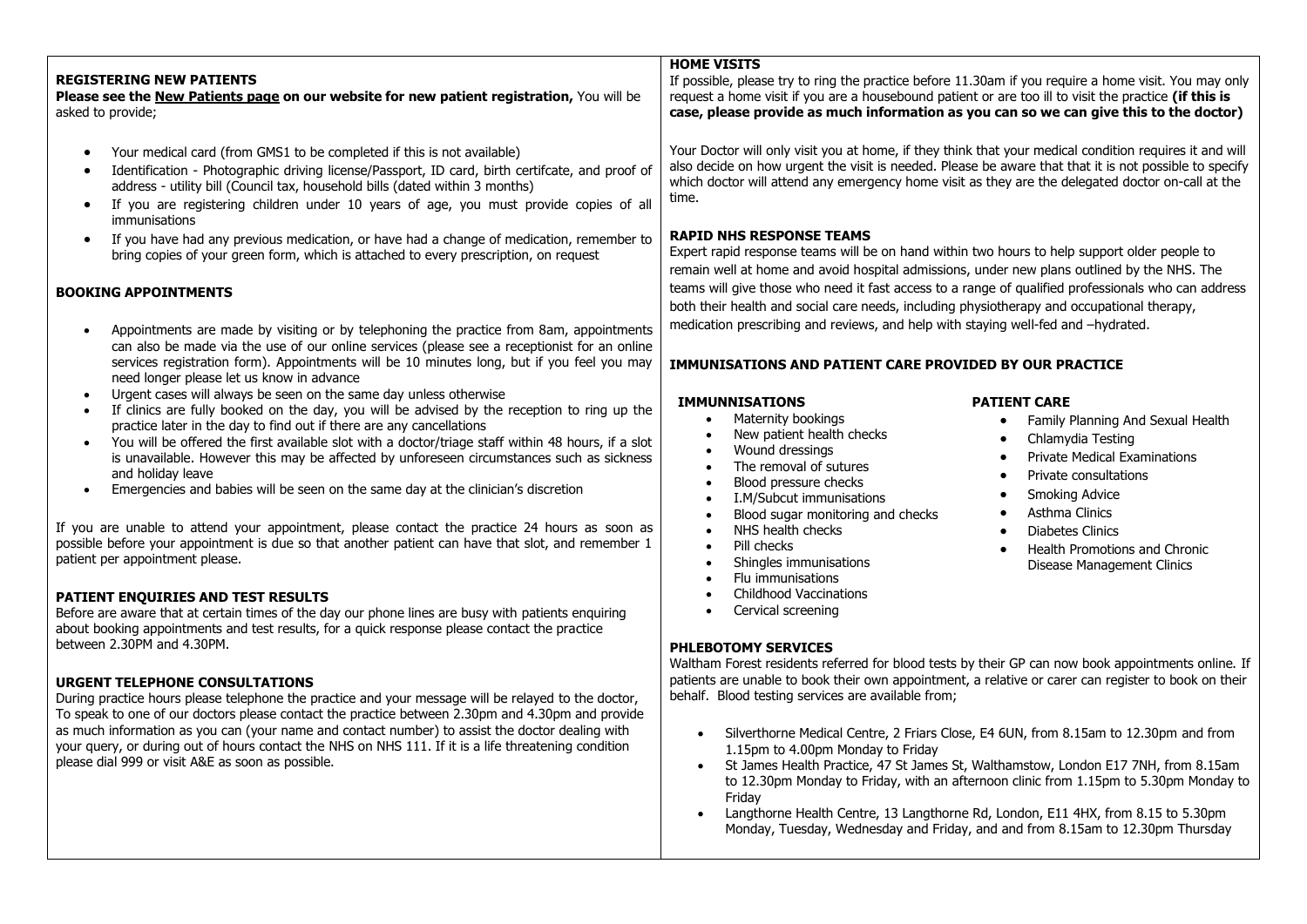## REGISTERING NEW PATIENTS

**Please see the New Patients page on our website for new patient registration,** You will be asked to provide;

- Your medical card (from GMS1 to be completed if this is not available)
- Identification - Photographic driving license/Passport, ID card, birth certifcate, and proof of address - utility bill (Council tax, household bills (dated within 3 months)
- If you are registering children under 10 years of age, you must provide copies of all immunisations
- If you have had any previous medication, or have had a change of medication, remember to bring copies of your green form, which is attached to every prescription, on request

## BOOKING APPOINTMENTS

- Appointments are made by visiting or by telephoning the practice from 8am, appointments can also be made via the use of our online services (please see a receptionist for an online services registration form). Appointments will be 10 minutes long, but if you feel you may need longer please let us know in advance
- Urgent cases will always be seen on the same day unless otherwise
- If clinics are fully booked on the day, you will be advised by the reception to ring up the practice later in the day to find out if there are any cancellations
- You will be offered the first available slot with a doctor/triage staff within 48 hours, if a slot is unavailable. However this may be affected by unforeseen circumstances such as sickness and holiday leave
- Emergencies and babies will be seen on the same day at the clinician's discretion

If you are unable to attend your appointment, please contact the practice 24 hours as soon as possible before your appointment is due so that another patient can have that slot, and remember 1 patient per appointment please.

## PATIENT ENQUIRIES AND TEST RESULTS

Before are aware that at certain times of the day our phone lines are busy with patients enquiring about booking appointments and test results, for a quick response please contact the practice between 2.30PM and 4.30PM.

## URGENT TELEPHONE CONSULTATIONS

During practice hours please telephone the practice and your message will be relayed to the doctor, To speak to one of our doctors please contact the practice between 2.30pm and 4.30pm and provide as much information as you can (your name and contact number) to assist the doctor dealing with your query, or during out of hours contact the NHS on NHS 111. If it is a life threatening condition please dial 999 or visit A&E as soon as possible.

## HOME VISITS

If possible, please try to ring the practice before 11.30am if you require a home visit. You may only request a home visit if you are a housebound patient or are too ill to visit the practice **(if this is case, please provide as much information as you can so we can give this to the doctor)**

Your Doctor will only visit you at home, if they think that your medical condition requires it and will also decide on how urgent the visit is needed. Please be aware that that it is not possible to specify which doctor will attend any emergency home visit as they are the delegated doctor on-call at the time.

## RAPID NHS RESPONSE TEAMS

Expert rapid response teams will be on hand within two hours to help support older people to remain well at home and avoid hospital admissions, under new plans outlined by the NHS. The teams will give those who need it fast access to a range of qualified professionals who can address both their health and social care needs, including physiotherapy and occupational therapy, medication prescribing and reviews, and help with staying well-fed and –hydrated.

## IMMUNISATIONS AND PATIENT CARE PROVIDED BY OUR PRACTICE

### IMMUNNISATIONS

- Maternity bookings
- New patient health checks
- Wound dressings
- The removal of sutures
- Blood pressure checks
- I.M/Subcut immunisations
- Blood sugar monitoring and checks
- NHS health checks
- Pill checks
- Shingles immunisations
- Flu immunisations
- Childhood Vaccinations
- Cervical screening

### PATIENT CARE

- Family Planning And Sexual Health
- Chlamydia Testing
- Private Medical Examinations
- Private consultations
- Smoking Advice
- Asthma Clinics
- Diabetes Clinics
- Health Promotions and Chronic Disease Management Clinics

## PHLEBOTOMY SERVICES

Waltham Forest residents referred for blood tests by their GP can now book appointments online. If patients are unable to book their own appointment, a relative or carer can register to book on their behalf. Blood testing services are available from;

- Silverthorne Medical Centre, 2 Friars Close, E4 6UN, from 8.15am to 12.30pm and from 1.15pm to 4.00pm Monday to Friday
- St James Health Practice, 47 St James St, Walthamstow, London E17 7NH, from 8.15am to 12.30pm Monday to Friday, with an afternoon clinic from 1.15pm to 5.30pm Monday to Friday
- Langthorne Health Centre, 13 Langthorne Rd, London, E11 4HX, from 8.15 to 5.30pm Monday, Tuesday, Wednesday and Friday, and and from 8.15am to 12.30pm Thursday